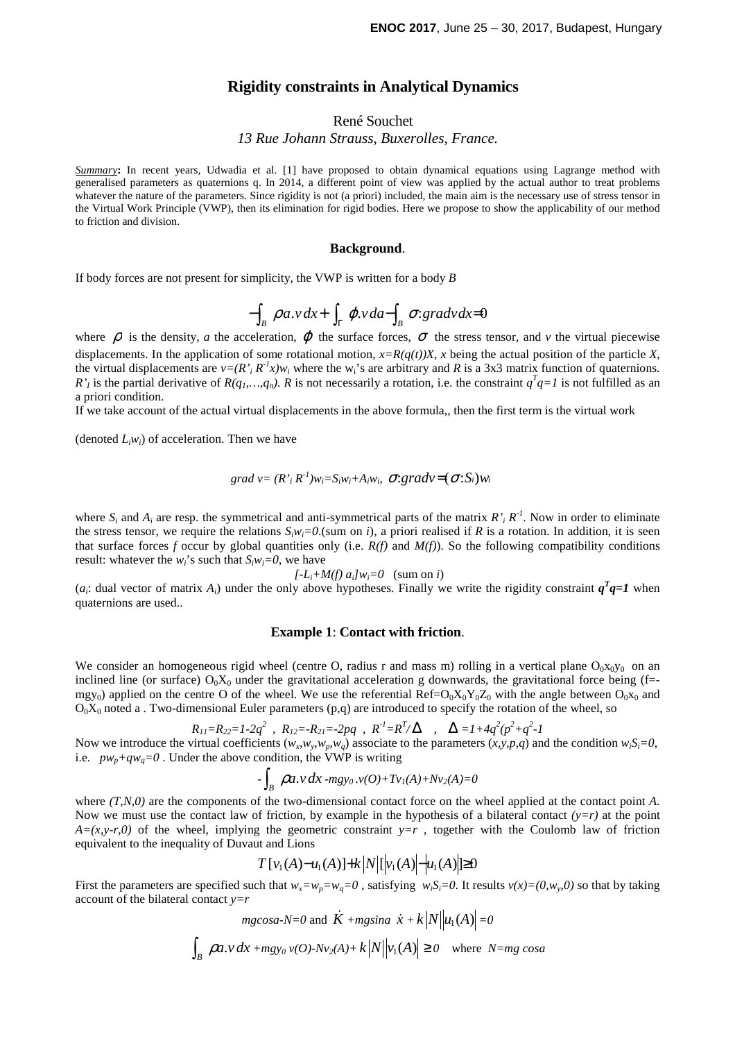# Rigidity constraints in Analytical Dynamics

René Souchet

*13 Rue Johann Strauss, Buxerolles, France.*

***Summary*:** In recent years, Udwadia et al. [1] have proposed to obtain dynamical equations using Lagrange method with generalised parameters as quaternions q. In 2014, a different point of view was applied by the actual author to treat problems whatever the nature of the parameters. Since rigidity is not (a priori) included, the main aim is the necessary use of stress tensor in the Virtual Work Principle (VWP), then its elimination for rigid bodies. Here we propose to show the applicability of our method to friction and division.

## Background.

If body forces are not present for simplicity, the VWP is written for a body $B$

$$-\int_B \rho a.v\,dx + \int_\Gamma \varphi.v\,da - \int_B \sigma:grad v\,dx = 0$$

where $\rho$ is the density, $a$ the acceleration, $\varphi$ the surface forces, $\sigma$ the stress tensor, and $v$ the virtual piecewise displacements. In the application of some rotational motion, $x=R(q(t))X$, $x$ being the actual position of the particle $X$, the virtual displacements are $v=(R'_i R^{-1}x)w_i$ where the $w_i$'s are arbitrary and $R$ is a 3x3 matrix function of quaternions. $R'_I$ is the partial derivative of $R(q_1,\ldots,q_n)$. $R$ is not necessarily a rotation, i.e. the constraint $q^Tq=1$ is not fulfilled as an a priori condition.

If we take account of the actual virtual displacements in the above formula,, then the first term is the virtual work (denoted $L_iw_i$) of acceleration. Then we have

$$grad\ v = (R'_i R^{-1})w_i = S_iw_i + A_iw_i,\quad \sigma:grad v = (\sigma:S_i)w_i$$

where $S_i$ and $A_i$ are resp. the symmetrical and anti-symmetrical parts of the matrix $R'_i R^{-1}$. Now in order to eliminate the stress tensor, we require the relations $S_iw_i=0$.(sum on $i$), a priori realised if $R$ is a rotation. In addition, it is seen that surface forces $f$ occur by global quantities only (i.e. $R(f)$ and $M(f)$). So the following compatibility conditions result: whatever the $w_i$'s such that $S_iw_i=0$, we have

$$[-L_i+M(f)\,a_i]w_i=0 \quad \text{(sum on } i\text{)}$$

($a_i$: dual vector of matrix $A_i$) under the only above hypotheses. Finally we write the rigidity constraint $\boldsymbol{q^Tq=1}$ when quaternions are used..

## Example 1: Contact with friction.

We consider an homogeneous rigid wheel (centre O, radius r and mass m) rolling in a vertical plane $O_0x_0y_0$ on an inclined line (or surface) $O_0X_0$ under the gravitational acceleration g downwards, the gravitational force being ($f=-mgy_0$) applied on the centre O of the wheel. We use the referential $Ref=O_0X_0Y_0Z_0$ with the angle between $O_0x_0$ and $O_0X_0$ noted a . Two-dimensional Euler parameters $(p,q)$ are introduced to specify the rotation of the wheel, so

$$R_{11}=R_{22}=1-2q^2\ ,\ R_{12}=-R_{21}=-2pq\ ,\ R^{-1}=R^T/\Delta\quad ,\quad \Delta=1+4q^2(p^2+q^2-1$$

Now we introduce the virtual coefficients $(w_x,w_y,w_p,w_q)$ associate to the parameters $(x,y,p,q)$ and the condition $w_iS_i=0$, i.e. $pw_p+qw_q=0$ . Under the above condition, the VWP is writing

$$-\int_B \rho a.v\,dx - mgy_0.v(O)+Tv_1(A)+Nv_2(A)=0$$

where $(T,N,0)$ are the components of the two-dimensional contact force on the wheel applied at the contact point $A$. Now we must use the contact law of friction, by example in the hypothesis of a bilateral contact $(y=r)$ at the point $A=(x,y-r,0)$ of the wheel, implying the geometric constraint $y=r$ , together with the Coulomb law of friction equivalent to the inequality of Duvaut and Lions

$$T[v_1(A)-u_1(A)]+k|N|[|v_1(A)|-|u_1(A)|]\geq 0$$

First the parameters are specified such that $w_x=w_p=w_q=0$ , satisfying $w_iS_i=0$. It results $v(x)=(0,w_y,0)$ so that by taking account of the bilateral contact $y=r$

$$mgcosa-N=0 \text{ and } \dot{K}+mgsina\ \dot{x}+k|N||u_1(A)|=0$$

$$\int_B \rho a.v\,dx + mgy_0\,v(O)-Nv_2(A)+k|N||v_1(A)|\geq 0 \quad \text{where } N=mg\cos a$$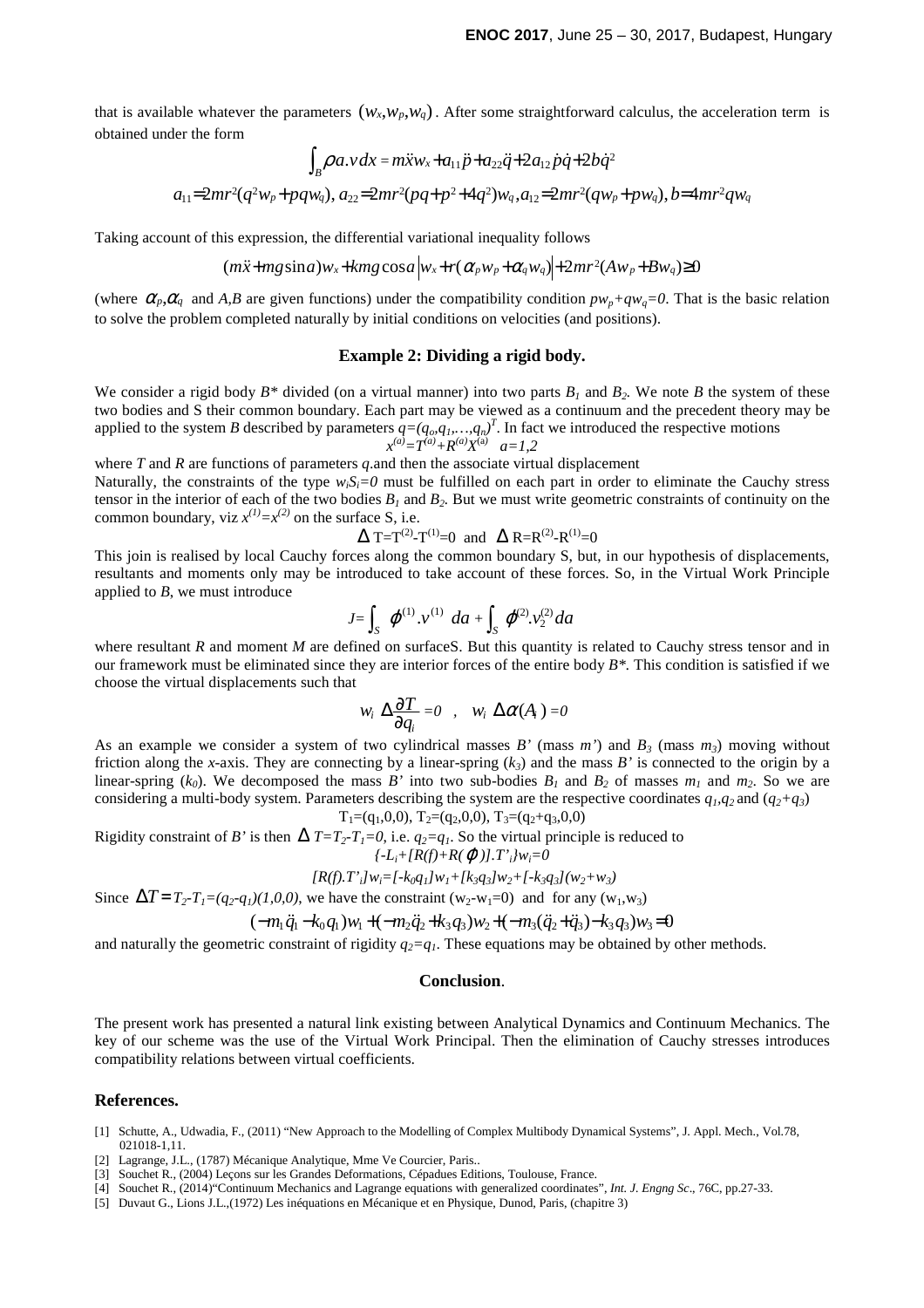that is available whatever the parameters $(w_x, w_p, w_q)$. After some straightforward calculus, the acceleration term is obtained under the form

$$\int_B \rho a.v dx = m\ddot{x}w_x + a_{11}\ddot{p} + a_{22}\ddot{q} + 2a_{12}\dot{p}\dot{q} + 2b\dot{q}^2$$

$$a_{11} = 2mr^2(q^2w_p + pqw_q),\ a_{22} = 2mr^2(pq + p^2 + 4q^2)w_q,\ a_{12} = 2mr^2(qw_p + pw_q),\ b = 4mr^2qw_q$$

Taking account of this expression, the differential variational inequality follows

$$(m\ddot{x} + mg\sin a)w_x + kmg\cos a\left|w_x + r(\alpha_p w_p + \alpha_q w_q)\right| + 2mr^2(Aw_p + Bw_q) \geq 0$$

(where $\alpha_p, \alpha_q$ and $A,B$ are given functions) under the compatibility condition $pw_p + qw_q = 0$. That is the basic relation to solve the problem completed naturally by initial conditions on velocities (and positions).

### Example 2: Dividing a rigid body.

We consider a rigid body $B^*$ divided (on a virtual manner) into two parts $B_1$ and $B_2$. We note $B$ the system of these two bodies and S their common boundary. Each part may be viewed as a continuum and the precedent theory may be applied to the system $B$ described by parameters $q=(q_o,q_1,\ldots,q_n)^T$. In fact we introduced the respective motions

$$x^{(a)} = T^{(a)} + R^{(a)}X^{(a)} \quad a=1,2$$

where $T$ and $R$ are functions of parameters $q$.and then the associate virtual displacement

Naturally, the constraints of the type $w_iS_i=0$ must be fulfilled on each part in order to eliminate the Cauchy stress tensor in the interior of each of the two bodies $B_1$ and $B_2$. But we must write geometric constraints of continuity on the common boundary, viz $x^{(1)}=x^{(2)}$ on the surface S, i.e.

$$\Delta T = T^{(2)} - T^{(1)} = 0 \quad \text{and} \quad \Delta R = R^{(2)} - R^{(1)} = 0$$

This join is realised by local Cauchy forces along the common boundary S, but, in our hypothesis of displacements, resultants and moments only may be introduced to take account of these forces. So, in the Virtual Work Principle applied to $B$, we must introduce

$$J = \int_S \varphi^{(1)}.v^{(1)}\ da + \int_S \varphi^{(2)}.v_2^{(2)} da$$

where resultant $R$ and moment $M$ are defined on surfaceS. But this quantity is related to Cauchy stress tensor and in our framework must be eliminated since they are interior forces of the entire body $B^*$. This condition is satisfied if we choose the virtual displacements such that

$$w_i\ \Delta\frac{\partial T}{\partial q_i} = 0 \quad , \quad w_i\ \Delta\alpha(A_i) = 0$$

As an example we consider a system of two cylindrical masses $B'$ (mass $m'$) and $B_3$ (mass $m_3$) moving without friction along the $x$-axis. They are connecting by a linear-spring ($k_3$) and the mass $B'$ is connected to the origin by a linear-spring ($k_0$). We decomposed the mass $B'$ into two sub-bodies $B_1$ and $B_2$ of masses $m_1$ and $m_2$. So we are considering a multi-body system. Parameters describing the system are the respective coordinates $q_1, q_2$ and $(q_2+q_3)$

$$T_1=(q_1,0,0),\ T_2=(q_2,0,0),\ T_3=(q_2+q_3,0,0)$$

Rigidity constraint of $B'$ is then $\Delta T = T_2 - T_1 = 0$, i.e. $q_2=q_1$. So the virtual principle is reduced to

$$\{-L_i + [R(f) + R(\varphi)].T'_i\}w_i = 0$$

$$[R(f).T'_i]w_i = [-k_0q_1]w_1 + [k_3q_3]w_2 + [-k_3q_3](w_2+w_3)$$

Since $\Delta T = T_2 - T_1 = (q_2-q_1)(1,0,0)$, we have the constraint $(w_2-w_1=0)$ and for any $(w_1,w_3)$

$$(-m_1\ddot{q}_1 - k_0q_1)w_1 + (-m_2\ddot{q}_2 + k_3q_3)w_2 + (-m_3(\ddot{q}_2 + \ddot{q}_3) - k_3q_3)w_3 = 0$$

and naturally the geometric constraint of rigidity $q_2=q_1$. These equations may be obtained by other methods.

### Conclusion.

The present work has presented a natural link existing between Analytical Dynamics and Continuum Mechanics. The key of our scheme was the use of the Virtual Work Principal. Then the elimination of Cauchy stresses introduces compatibility relations between virtual coefficients.

## References.

[1] Schutte, A., Udwadia, F., (2011) "New Approach to the Modelling of Complex Multibody Dynamical Systems", J. Appl. Mech., Vol.78, 021018-1,11.

[2] Lagrange, J.L., (1787) Mécanique Analytique, Mme Ve Courcier, Paris..

[3] Souchet R., (2004) Leçons sur les Grandes Deformations, Cépadues Editions, Toulouse, France.

[4] Souchet R., (2014)"Continuum Mechanics and Lagrange equations with generalized coordinates", *Int. J. Engng Sc*., 76C, pp.27-33.

[5] Duvaut G., Lions J.L.,(1972) Les inéquations en Mécanique et en Physique, Dunod, Paris, (chapitre 3)